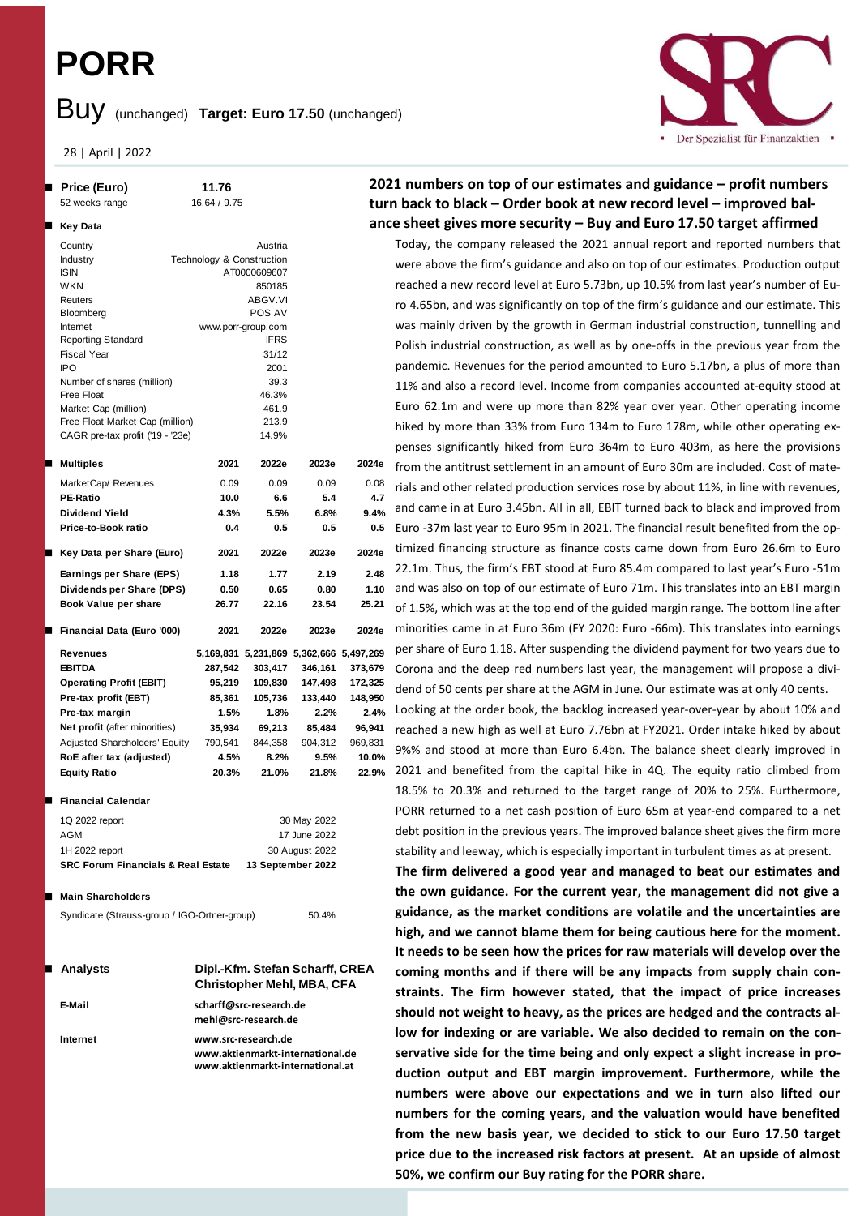# PORR

Buy (unchanged) **Target: Euro 17.50** (unchanged)

28 | April | 2022

| **Price (Euro)** | **11.76** |
|---|---|
| 52 weeks range | 16.64 / 9.75 |

**Key Data**

| | |
|---|---|
| Country | Austria |
| Industry | Technology & Construction |
| ISIN | AT0000609607 |
| WKN | 850185 |
| Reuters | ABGV.VI |
| Bloomberg | POS AV |
| Internet | www.porr-group.com |
| Reporting Standard | IFRS |
| Fiscal Year | 31/12 |
| IPO | 2001 |
| Number of shares (million) | 39.3 |
| Free Float | 46.3% |
| Market Cap (million) | 461.9 |
| Free Float Market Cap (million) | 213.9 |
| CAGR pre-tax profit ('19 - '23e) | 14.9% |

| **Multiples** | **2021** | **2022e** | **2023e** | **2024e** |
|---|---|---|---|---|
| MarketCap/ Revenues | 0.09 | 0.09 | 0.09 | 0.08 |
| **PE-Ratio** | 10.0 | 6.6 | 5.4 | 4.7 |
| **Dividend Yield** | 4.3% | 5.5% | 6.8% | 9.4% |
| **Price-to-Book ratio** | 0.4 | 0.5 | 0.5 | 0.5 |

| **Key Data per Share (Euro)** | **2021** | **2022e** | **2023e** | **2024e** |
|---|---|---|---|---|
| **Earnings per Share (EPS)** | 1.18 | 1.77 | 2.19 | 2.48 |
| **Dividends per Share (DPS)** | 0.50 | 0.65 | 0.80 | 1.10 |
| **Book Value per share** | 26.77 | 22.16 | 23.54 | 25.21 |

| **Financial Data (Euro '000)** | **2021** | **2022e** | **2023e** | **2024e** |
|---|---|---|---|---|
| **Revenues** | 5,169,831 | 5,231,869 | 5,362,666 | 5,497,269 |
| **EBITDA** | 287,542 | 303,417 | 346,161 | 373,679 |
| **Operating Profit (EBIT)** | 95,219 | 109,830 | 147,498 | 172,325 |
| **Pre-tax profit (EBT)** | 85,361 | 105,736 | 133,440 | 148,950 |
| **Pre-tax margin** | 1.5% | 1.8% | 2.2% | 2.4% |
| **Net profit** (after minorities) | 35,934 | 69,213 | 85,484 | 96,941 |
| Adjusted Shareholders' Equity | 790,541 | 844,358 | 904,312 | 969,831 |
| **RoE after tax (adjusted)** | 4.5% | 8.2% | 9.5% | 10.0% |
| **Equity Ratio** | 20.3% | 21.0% | 21.8% | 22.9% |

**Financial Calendar**

| | |
|---|---|
| 1Q 2022 report | 30 May 2022 |
| AGM | 17 June 2022 |
| 1H 2022 report | 30 August 2022 |
| **SRC Forum Financials & Real Estate** | **13 September 2022** |

**Main Shareholders**

| | |
|---|---|
| Syndicate (Strauss-group / IGO-Ortner-group) | 50.4% |

**Analysts** — **Dipl.-Kfm. Stefan Scharff, CREA**, **Christopher Mehl, MBA, CFA**

**E-Mail**
scharff@src-research.de
mehl@src-research.de

**Internet**
www.src-research.de
www.aktienmarkt-international.de
www.aktienmarkt-international.at

## 2021 numbers on top of our estimates and guidance – profit numbers turn back to black – Order book at new record level – improved balance sheet gives more security – Buy and Euro 17.50 target affirmed

Today, the company released the 2021 annual report and reported numbers that were above the firm's guidance and also on top of our estimates. Production output reached a new record level at Euro 5.73bn, up 10.5% from last year's number of Euro 4.65bn, and was significantly on top of the firm's guidance and our estimate. This was mainly driven by the growth in German industrial construction, tunnelling and Polish industrial construction, as well as by one-offs in the previous year from the pandemic. Revenues for the period amounted to Euro 5.17bn, a plus of more than 11% and also a record level. Income from companies accounted at-equity stood at Euro 62.1m and were up more than 82% year over year. Other operating income hiked by more than 33% from Euro 134m to Euro 178m, while other operating expenses significantly hiked from Euro 364m to Euro 403m, as here the provisions from the antitrust settlement in an amount of Euro 30m are included. Cost of materials and other related production services rose by about 11%, in line with revenues, and came in at Euro 3.45bn. All in all, EBIT turned back to black and improved from Euro -37m last year to Euro 95m in 2021. The financial result benefited from the optimized financing structure as finance costs came down from Euro 26.6m to Euro 22.1m. Thus, the firm's EBT stood at Euro 85.4m compared to last year's Euro -51m and was also on top of our estimate of Euro 71m. This translates into an EBT margin of 1.5%, which was at the top end of the guided margin range. The bottom line after minorities came in at Euro 36m (FY 2020: Euro -66m). This translates into earnings per share of Euro 1.18. After suspending the dividend payment for two years due to Corona and the deep red numbers last year, the management will propose a dividend of 50 cents per share at the AGM in June. Our estimate was at only 40 cents. Looking at the order book, the backlog increased year-over-year by about 10% and reached a new high as well at Euro 7.76bn at FY2021. Order intake hiked by about 9% and stood at more than Euro 6.4bn. The balance sheet clearly improved in 2021 and benefited from the capital hike in 4Q. The equity ratio climbed from 18.5% to 20.3% and returned to the target range of 20% to 25%. Furthermore, PORR returned to a net cash position of Euro 65m at year-end compared to a net debt position in the previous years. The improved balance sheet gives the firm more stability and leeway, which is especially important in turbulent times as at present.

**The firm delivered a good year and managed to beat our estimates and the own guidance. For the current year, the management did not give a guidance, as the market conditions are volatile and the uncertainties are high, and we cannot blame them for being cautious here for the moment. It needs to be seen how the prices for raw materials will develop over the coming months and if there will be any impacts from supply chain constraints. The firm however stated, that the impact of price increases should not weight to heavy, as the prices are hedged and the contracts allow for indexing or are variable. We also decided to remain on the conservative side for the time being and only expect a slight increase in production output and EBT margin improvement. Furthermore, while the numbers were above our expectations and we in turn also lifted our numbers for the coming years, and the valuation would have benefited from the new basis year, we decided to stick to our Euro 17.50 target price due to the increased risk factors at present. At an upside of almost 50%, we confirm our Buy rating for the PORR share.**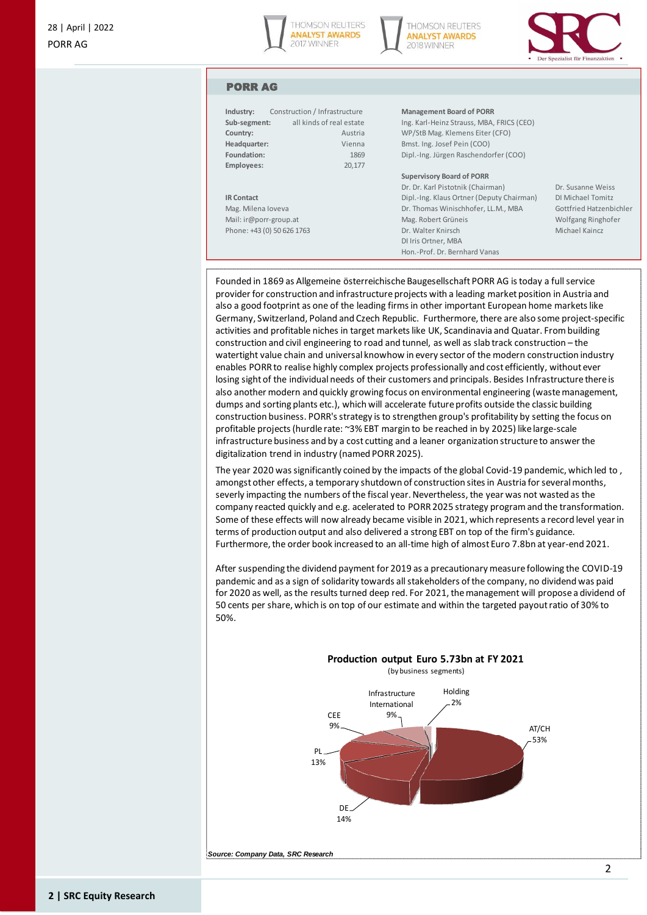## PORR AG

| | |
|---|---|
| **Industry:** | Construction / Infrastructure |
| **Sub-segment:** | all kinds of real estate |
| **Country:** | Austria |
| **Headquarter:** | Vienna |
| **Foundation:** | 1869 |
| **Employees:** | 20,177 |

**IR Contact**
Mag. Milena Ioveva
Mail: ir@porr-group.at
Phone: +43 (0) 50 626 1763

**Management Board of PORR**
Ing. Karl-Heinz Strauss, MBA, FRICS (CEO)
WP/StB Mag. Klemens Eiter (CFO)
Bmst. Ing. Josef Pein (COO)
Dipl.-Ing. Jürgen Raschendorfer (COO)

**Supervisory Board of PORR**
Dr. Dr. Karl Pistotnik (Chairman)
Dipl.-Ing. Klaus Ortner (Deputy Chairman)
Dr. Thomas Winischhofer, LL.M., MBA
Mag. Robert Grüneis
Dr. Walter Knirsch
DI Iris Ortner, MBA
Hon.-Prof. Dr. Bernhard Vanas
Dr. Susanne Weiss
DI Michael Tomitz
Gottfried Hatzenbichler
Wolfgang Ringhofer
Michael Kaincz

Founded in 1869 as Allgemeine österreichische Baugesellschaft PORR AG is today a full service provider for construction and infrastructure projects with a leading market position in Austria and also a good footprint as one of the leading firms in other important European home markets like Germany, Switzerland, Poland and Czech Republic. Furthermore, there are also some project-specific activities and profitable niches in target markets like UK, Scandinavia and Quatar. From building construction and civil engineering to road and tunnel, as well as slab track construction – the watertight value chain and universal knowhow in every sector of the modern construction industry enables PORR to realise highly complex projects professionally and cost efficiently, without ever losing sight of the individual needs of their customers and principals. Besides Infrastructure there is also another modern and quickly growing focus on environmental engineering (waste management, dumps and sorting plants etc.), which will accelerate future profits outside the classic building construction business. PORR's strategy is to strengthen group's profitability by setting the focus on profitable projects (hurdle rate: ~3% EBT margin to be reached in by 2025) like large-scale infrastructure business and by a cost cutting and a leaner organization structure to answer the digitalization trend in industry (named PORR 2025).

The year 2020 was significantly coined by the impacts of the global Covid-19 pandemic, which led to , amongst other effects, a temporary shutdown of construction sites in Austria for several months, severly impacting the numbers of the fiscal year. Nevertheless, the year was not wasted as the company reacted quickly and e.g. acelerated to PORR 2025 strategy program and the transformation. Some of these effects will now already became visible in 2021, which represents a record level year in terms of production output and also delivered a strong EBT on top of the firm's guidance. Furthermore, the order book increased to an all-time high of almost Euro 7.8bn at year-end 2021.

After suspending the dividend payment for 2019 as a precautionary measure following the COVID-19 pandemic and as a sign of solidarity towards all stakeholders of the company, no dividend was paid for 2020 as well, as the results turned deep red. For 2021, the management will propose a dividend of 50 cents per share, which is on top of our estimate and within the targeted payout ratio of 30% to 50%.

**Production output Euro 5.73bn at FY 2021**
(by business segments)

| Segment | Share |
|---|---|
| AT/CH | 53% |
| DE | 14% |
| PL | 13% |
| CEE | 9% |
| Infrastructure International | 9% |
| Holding | 2% |

*Source: Company Data, SRC Research*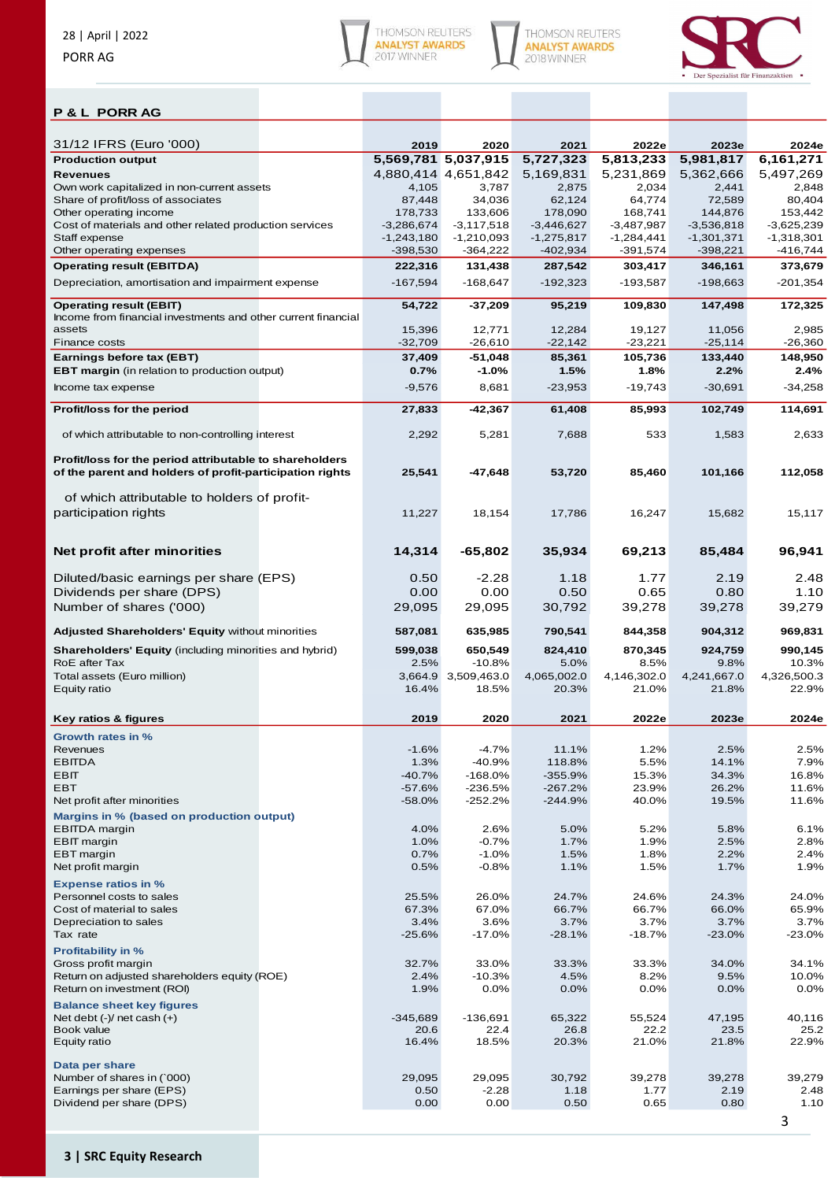## P & L PORR AG

| 31/12 IFRS (Euro '000) | 2019 | 2020 | 2021 | 2022e | 2023e | 2024e |
|---|---|---|---|---|---|---|
| **Production output** | 5,569,781 | 5,037,915 | 5,727,323 | 5,813,233 | 5,981,817 | 6,161,271 |
| **Revenues** | 4,880,414 | 4,651,842 | 5,169,831 | 5,231,869 | 5,362,666 | 5,497,269 |
| Own work capitalized in non-current assets | 4,105 | 3,787 | 2,875 | 2,034 | 2,441 | 2,848 |
| Share of profit/loss of associates | 87,448 | 34,036 | 62,124 | 64,774 | 72,589 | 80,404 |
| Other operating income | 178,733 | 133,606 | 178,090 | 168,741 | 144,876 | 153,442 |
| Cost of materials and other related production services | -3,286,674 | -3,117,518 | -3,446,627 | -3,487,987 | -3,536,818 | -3,625,239 |
| Staff expense | -1,243,180 | -1,210,093 | -1,275,817 | -1,284,441 | -1,301,371 | -1,318,301 |
| Other operating expenses | -398,530 | -364,222 | -402,934 | -391,574 | -398,221 | -416,744 |
| **Operating result (EBITDA)** | 222,316 | 131,438 | 287,542 | 303,417 | 346,161 | 373,679 |
| Depreciation, amortisation and impairment expense | -167,594 | -168,647 | -192,323 | -193,587 | -198,663 | -201,354 |
| **Operating result (EBIT)** | 54,722 | -37,209 | 95,219 | 109,830 | 147,498 | 172,325 |
| Income from financial investments and other current financial assets | 15,396 | 12,771 | 12,284 | 19,127 | 11,056 | 2,985 |
| Finance costs | -32,709 | -26,610 | -22,142 | -23,221 | -25,114 | -26,360 |
| **Earnings before tax (EBT)** | 37,409 | -51,048 | 85,361 | 105,736 | 133,440 | 148,950 |
| **EBT margin** (in relation to production output) | 0.7% | -1.0% | 1.5% | 1.8% | 2.2% | 2.4% |
| Income tax expense | -9,576 | 8,681 | -23,953 | -19,743 | -30,691 | -34,258 |
| **Profit/loss for the period** | 27,833 | -42,367 | 61,408 | 85,993 | 102,749 | 114,691 |
| of which attributable to non-controlling interest | 2,292 | 5,281 | 7,688 | 533 | 1,583 | 2,633 |
| **Profit/loss for the period attributable to shareholders of the parent and holders of profit-participation rights** | 25,541 | -47,648 | 53,720 | 85,460 | 101,166 | 112,058 |
| of which attributable to holders of profit-participation rights | 11,227 | 18,154 | 17,786 | 16,247 | 15,682 | 15,117 |
| **Net profit after minorities** | 14,314 | -65,802 | 35,934 | 69,213 | 85,484 | 96,941 |
| Diluted/basic earnings per share (EPS) | 0.50 | -2.28 | 1.18 | 1.77 | 2.19 | 2.48 |
| Dividends per share (DPS) | 0.00 | 0.00 | 0.50 | 0.65 | 0.80 | 1.10 |
| Number of shares ('000) | 29,095 | 29,095 | 30,792 | 39,278 | 39,278 | 39,279 |
| **Adjusted Shareholders' Equity** without minorities | 587,081 | 635,985 | 790,541 | 844,358 | 904,312 | 969,831 |
| **Shareholders' Equity** (including minorities and hybrid) | 599,038 | 650,549 | 824,410 | 870,345 | 924,759 | 990,145 |
| RoE after Tax | 2.5% | -10.8% | 5.0% | 8.5% | 9.8% | 10.3% |
| Total assets (Euro million) | 3,664.9 | 3,509,463.0 | 4,065,002.0 | 4,146,302.0 | 4,241,667.0 | 4,326,500.3 |
| Equity ratio | 16.4% | 18.5% | 20.3% | 21.0% | 21.8% | 22.9% |

| **Key ratios & figures** | 2019 | 2020 | 2021 | 2022e | 2023e | 2024e |
|---|---|---|---|---|---|---|
| **Growth rates in %** | | | | | | |
| Revenues | -1.6% | -4.7% | 11.1% | 1.2% | 2.5% | 2.5% |
| EBITDA | 1.3% | -40.9% | 118.8% | 5.5% | 14.1% | 7.9% |
| EBIT | -40.7% | -168.0% | -355.9% | 15.3% | 34.3% | 16.8% |
| EBT | -57.6% | -236.5% | -267.2% | 23.9% | 26.2% | 11.6% |
| Net profit after minorities | -58.0% | -252.2% | -244.9% | 40.0% | 19.5% | 11.6% |
| **Margins in % (based on production output)** | | | | | | |
| EBITDA margin | 4.0% | 2.6% | 5.0% | 5.2% | 5.8% | 6.1% |
| EBIT margin | 1.0% | -0.7% | 1.7% | 1.9% | 2.5% | 2.8% |
| EBT margin | 0.7% | -1.0% | 1.5% | 1.8% | 2.2% | 2.4% |
| Net profit margin | 0.5% | -0.8% | 1.1% | 1.5% | 1.7% | 1.9% |
| **Expense ratios in %** | | | | | | |
| Personnel costs to sales | 25.5% | 26.0% | 24.7% | 24.6% | 24.3% | 24.0% |
| Cost of material to sales | 67.3% | 67.0% | 66.7% | 66.7% | 66.0% | 65.9% |
| Depreciation to sales | 3.4% | 3.6% | 3.7% | 3.7% | 3.7% | 3.7% |
| Tax rate | -25.6% | -17.0% | -28.1% | -18.7% | -23.0% | -23.0% |
| **Profitability in %** | | | | | | |
| Gross profit margin | 32.7% | 33.0% | 33.3% | 33.3% | 34.0% | 34.1% |
| Return on adjusted shareholders equity (ROE) | 2.4% | -10.3% | 4.5% | 8.2% | 9.5% | 10.0% |
| Return on investment (ROI) | 1.9% | 0.0% | 0.0% | 0.0% | 0.0% | 0.0% |
| **Balance sheet key figures** | | | | | | |
| Net debt (-)/ net cash (+) | -345,689 | -136,691 | 65,322 | 55,524 | 47,195 | 40,116 |
| Book value | 20.6 | 22.4 | 26.8 | 22.2 | 23.5 | 25.2 |
| Equity ratio | 16.4% | 18.5% | 20.3% | 21.0% | 21.8% | 22.9% |
| **Data per share** | | | | | | |
| Number of shares in (`000) | 29,095 | 29,095 | 30,792 | 39,278 | 39,278 | 39,279 |
| Earnings per share (EPS) | 0.50 | -2.28 | 1.18 | 1.77 | 2.19 | 2.48 |
| Dividend per share (DPS) | 0.00 | 0.00 | 0.50 | 0.65 | 0.80 | 1.10 |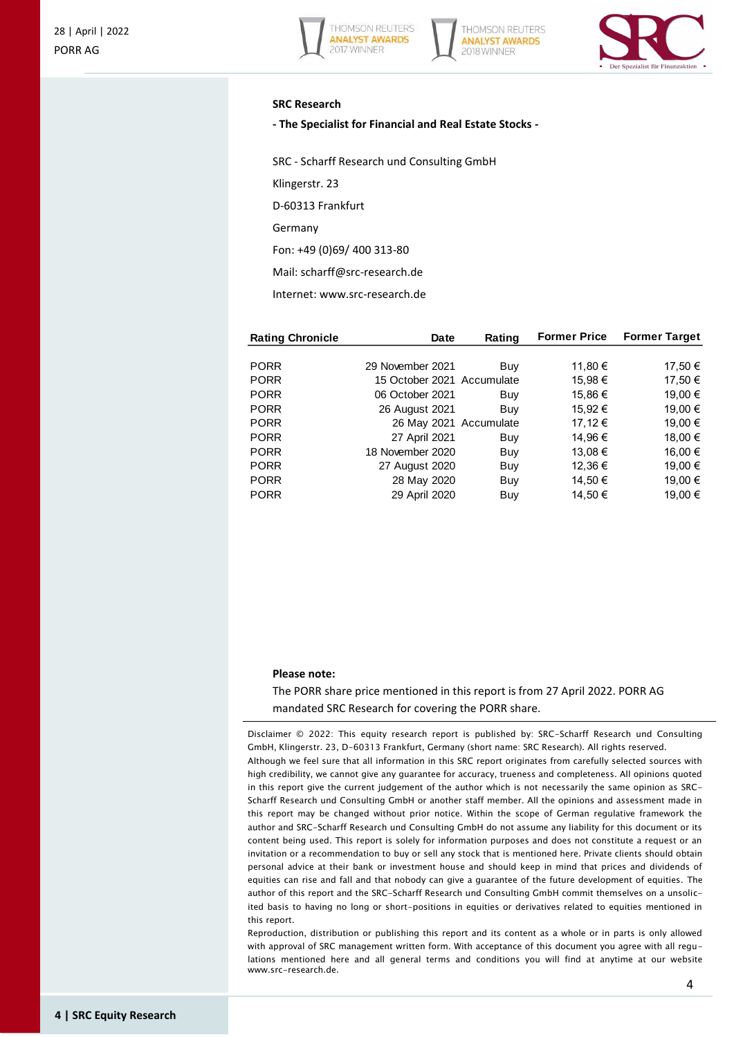**SRC Research**

**- The Specialist for Financial and Real Estate Stocks -**

SRC - Scharff Research und Consulting GmbH

Klingerstr. 23

D-60313 Frankfurt

Germany

Fon: +49 (0)69/ 400 313-80

Mail: scharff@src-research.de

Internet: www.src-research.de

| Rating Chronicle | Date | Rating | Former Price | Former Target |
|---|---|---|---|---|
| PORR | 29 November 2021 | Buy | 11,80 € | 17,50 € |
| PORR | 15 October 2021 | Accumulate | 15,98 € | 17,50 € |
| PORR | 06 October 2021 | Buy | 15,86 € | 19,00 € |
| PORR | 26 August 2021 | Buy | 15,92 € | 19,00 € |
| PORR | 26 May 2021 | Accumulate | 17,12 € | 19,00 € |
| PORR | 27 April 2021 | Buy | 14,96 € | 18,00 € |
| PORR | 18 November 2020 | Buy | 13,08 € | 16,00 € |
| PORR | 27 August 2020 | Buy | 12,36 € | 19,00 € |
| PORR | 28 May 2020 | Buy | 14,50 € | 19,00 € |
| PORR | 29 April 2020 | Buy | 14,50 € | 19,00 € |

**Please note:**

The PORR share price mentioned in this report is from 27 April 2022. PORR AG mandated SRC Research for covering the PORR share.

Disclaimer © 2022: This equity research report is published by: SRC-Scharff Research und Consulting GmbH, Klingerstr. 23, D-60313 Frankfurt, Germany (short name: SRC Research). All rights reserved.

Although we feel sure that all information in this SRC report originates from carefully selected sources with high credibility, we cannot give any guarantee for accuracy, trueness and completeness. All opinions quoted in this report give the current judgement of the author which is not necessarily the same opinion as SRC-Scharff Research und Consulting GmbH or another staff member. All the opinions and assessment made in this report may be changed without prior notice. Within the scope of German regulative framework the author and SRC-Scharff Research und Consulting GmbH do not assume any liability for this document or its content being used. This report is solely for information purposes and does not constitute a request or an invitation or a recommendation to buy or sell any stock that is mentioned here. Private clients should obtain personal advice at their bank or investment house and should keep in mind that prices and dividends of equities can rise and fall and that nobody can give a guarantee of the future development of equities. The author of this report and the SRC-Scharff Research und Consulting GmbH commit themselves on a unsolicited basis to having no long or short-positions in equities or derivatives related to equities mentioned in this report.

Reproduction, distribution or publishing this report and its content as a whole or in parts is only allowed with approval of SRC management written form. With acceptance of this document you agree with all regulations mentioned here and all general terms and conditions you will find at anytime at our website www.src-research.de.